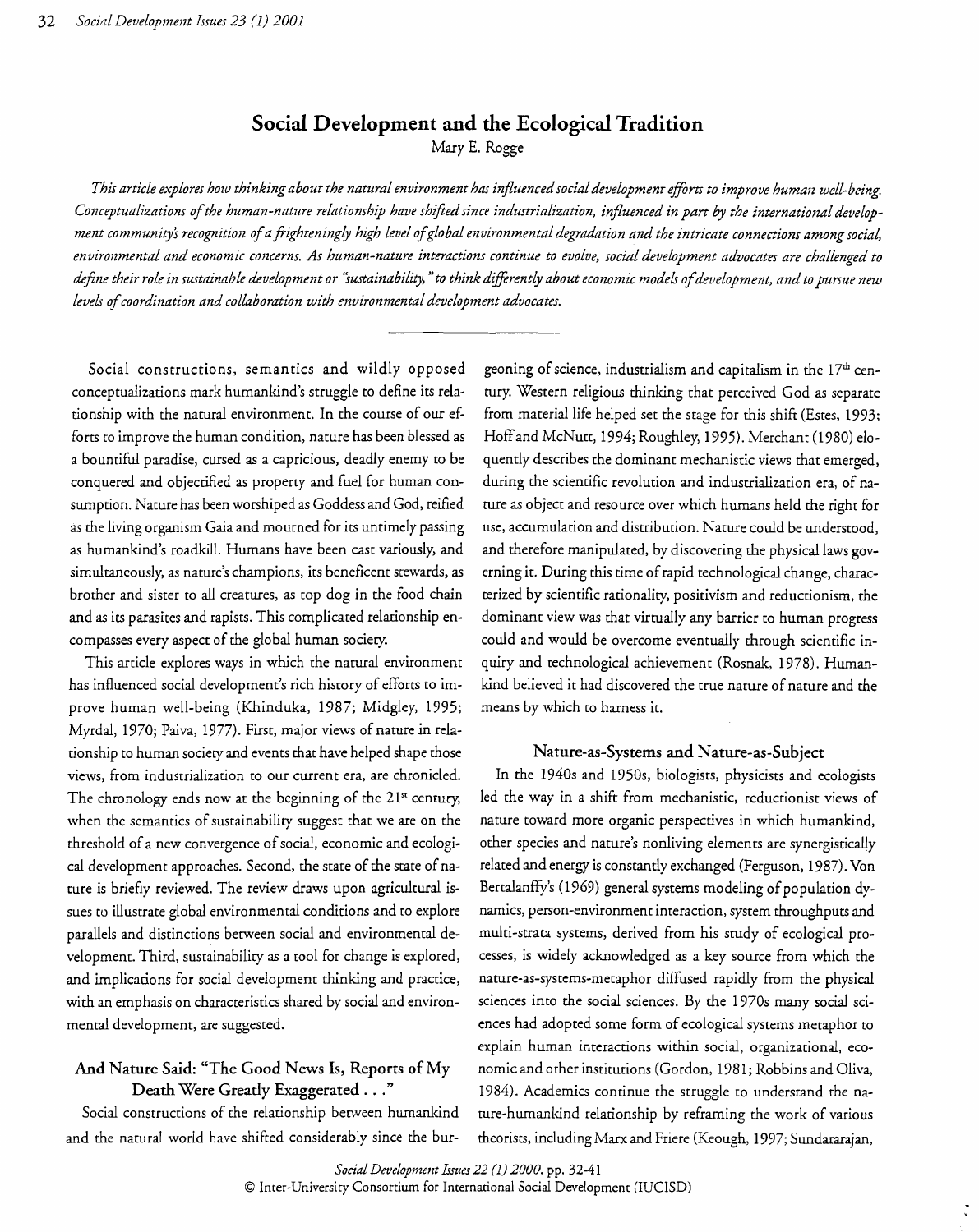# Social Development and the Ecological Tradition

Mary E. Rogge

*This article explores how thinking about the natural environment has influenced social development efforts to improve human well-being. Conceptualizations of the human-nature relationship have shifted since industrialization, influenced in part by the international development community's recognition of a frighteningly high level of global environmental degradation and the intricate connections among social, environmental and economic concerns. As human-nature interactions continue to evolve, social development advocates are challenged to define their role in sustainable development or "sustainability," to think differently about economic models of development, and to pursue new levels of coordination and collaboration with environmental development advocates.*

---

Social constructions, semantics and wildly opposed conceptualizations mark humankind's struggle to define its relationship with the natural environment. In the course of our efforts to improve the human condition, nature has been blessed as a bountiful paradise, cursed as a capricious, deadly enemy to be conquered and objectified as property and fuel for human consumption. Nature has been worshiped as Goddess and God, reified as the living organism Gaia and mourned for its untimely passing as humankind's roadkill. Humans have been cast variously, and simultaneously, as nature's champions, its beneficent stewards, as brother and sister to all creatures, as top dog in the food chain and as its parasites and rapists. This complicated relationship encompasses every aspect of the global human society.

This article explores ways in which the natural environment has influenced social development's rich history of efforts to improve human well-being (Khinduka, 1987; Midgley, 1995; Myrdal, 1970; Paiva, 1977). First, major views of nature in relationship to human society and events that have helped shape those views, from industrialization to our current era, are chronicled. The chronology ends now at the beginning of the 21st century, when the semantics of sustainability suggest that we are on the threshold of a new convergence of social, economic and ecological development approaches. Second, the state of the state of nature is briefly reviewed. The review draws upon agricultural issues to illustrate global environmental conditions and to explore parallels and distinctions between social and environmental development. Third, sustainability as a tool for change is explored, and implications for social development thinking and practice, with an emphasis on characteristics shared by social and environmental development, are suggested.

## And Nature Said: "The Good News Is, Reports of My Death Were Greatly Exaggerated . . ."

Social constructions of the relationship between humankind and the natural world have shifted considerably since the burgeoning of science, industrialism and capitalism in the 17th century. Western religious thinking that perceived God as separate from material life helped set the stage for this shift (Estes, 1993; Hoff and McNutt, 1994; Roughley, 1995). Merchant (1980) eloquently describes the dominant mechanistic views that emerged, during the scientific revolution and industrialization era, of nature as object and resource over which humans held the right for use, accumulation and distribution. Nature could be understood, and therefore manipulated, by discovering the physical laws governing it. During this time of rapid technological change, characterized by scientific rationality, positivism and reductionism, the dominant view was that virtually any barrier to human progress could and would be overcome eventually through scientific inquiry and technological achievement (Rosnak, 1978). Humankind believed it had discovered the true nature of nature and the means by which to harness it.

### Nature-as-Systems and Nature-as-Subject

In the 1940s and 1950s, biologists, physicists and ecologists led the way in a shift from mechanistic, reductionist views of nature toward more organic perspectives in which humankind, other species and nature's nonliving elements are synergistically related and energy is constantly exchanged (Ferguson, 1987). Von Bertalanffy's (1969) general systems modeling of population dynamics, person-environment interaction, system throughputs and multi-strata systems, derived from his study of ecological processes, is widely acknowledged as a key source from which the nature-as-systems-metaphor diffused rapidly from the physical sciences into the social sciences. By the 1970s many social sciences had adopted some form of ecological systems metaphor to explain human interactions within social, organizational, economic and other institutions (Gordon, 1981; Robbins and Oliva, 1984). Academics continue the struggle to understand the nature-humankind relationship by reframing the work of various theorists, including Marx and Friere (Keough, 1997; Sundararajan,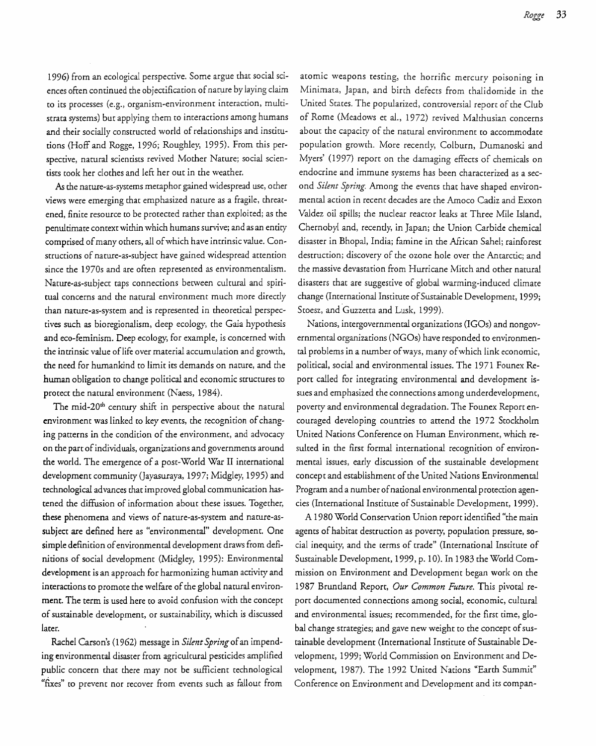1996) from an ecological perspective. Some argue that social sciences often continued the objectification of nature by laying claim to its processes (e.g., organism-environment interaction, multistrata systems) but applying them to interactions among humans and their socially constructed world of relationships and institutions (Hoff and Rogge, 1996; Roughley, 1995). From this perspective, natural scientists revived Mother Nature; social scientists took her clothes and left her out in the weather.

As the nature-as-systems metaphor gained widespread use, other views were emerging that emphasized nature as a fragile, threatened, finite resource to be protected rather than exploited; as the penultimate context within which humans survive; and as an entity comprised of many others, all of which have intrinsic value. Constructions of nature-as-subject have gained widespread attention since the 1970s and are often represented as environmentalism. Nature-as-subject taps connections between cultural and spiritual concerns and the natural environment much more directly than nature-as-system and is represented in theoretical perspectives such as bioregionalism, deep ecology, the Gaia hypothesis and eco-feminism. Deep ecology, for example, is concerned with the intrinsic value of life over material accumulation and growth, the need for humankind to limit its demands on nature, and the human obligation to change political and economic structures to protect the natural environment (Naess, 1984).

The mid-20th century shift in perspective about the natural environment was linked to key events, the recognition of changing patterns in the condition of the environment, and advocacy on the part of individuals, organizations and governments around the world. The emergence of a post-World War II international development community (Jayasuraya, 1997; Midgley, 1995) and technological advances that improved global communication hastened the diffusion of information about these issues. Together, these phenomena and views of nature-as-system and nature-as-subject are defined here as "environmental" development. One simple definition of environmental development draws from definitions of social development (Midgley, 1995): Environmental development is an approach for harmonizing human activity and interactions to promote the welfare of the global natural environment. The term is used here to avoid confusion with the concept of sustainable development, or sustainability, which is discussed later.

Rachel Carson's (1962) message in *Silent Spring* of an impending environmental disaster from agricultural pesticides amplified public concern that there may not be sufficient technological "fixes" to prevent nor recover from events such as fallout from atomic weapons testing, the horrific mercury poisoning in Minimata, Japan, and birth defects from thalidomide in the United States. The popularized, controversial report of the Club of Rome (Meadows et al., 1972) revived Malthusian concerns about the capacity of the natural environment to accommodate population growth. More recently, Colburn, Dumanoski and Myers' (1997) report on the damaging effects of chemicals on endocrine and immune systems has been characterized as a second *Silent Spring*. Among the events that have shaped environmental action in recent decades are the Amoco Cadiz and Exxon Valdez oil spills; the nuclear reactor leaks at Three Mile Island, Chernobyl and, recently, in Japan; the Union Carbide chemical disaster in Bhopal, India; famine in the African Sahel; rainforest destruction; discovery of the ozone hole over the Antarctic; and the massive devastation from Hurricane Mitch and other natural disasters that are suggestive of global warming-induced climate change (International Institute of Sustainable Development, 1999; Stoesz, and Guzzetta and Lusk, 1999).

Nations, intergovernmental organizations (IGOs) and nongovernmental organizations (NGOs) have responded to environmental problems in a number of ways, many of which link economic, political, social and environmental issues. The 1971 Founex Report called for integrating environmental and development issues and emphasized the connections among underdevelopment, poverty and environmental degradation. The Founex Report encouraged developing countries to attend the 1972 Stockholm United Nations Conference on Human Environment, which resulted in the first formal international recognition of environmental issues, early discussion of the sustainable development concept and establishment of the United Nations Environmental Program and a number of national environmental protection agencies (International Institute of Sustainable Development, 1999).

A 1980 World Conservation Union report identified "the main agents of habitat destruction as poverty, population pressure, social inequity, and the terms of trade" (International Institute of Sustainable Development, 1999, p. 10). In 1983 the World Commission on Environment and Development began work on the 1987 Brundland Report, *Our Common Future*. This pivotal report documented connections among social, economic, cultural and environmental issues; recommended, for the first time, global change strategies; and gave new weight to the concept of sustainable development (International Institute of Sustainable Development, 1999; World Commission on Environment and Development, 1987). The 1992 United Nations "Earth Summit" Conference on Environment and Development and its compan-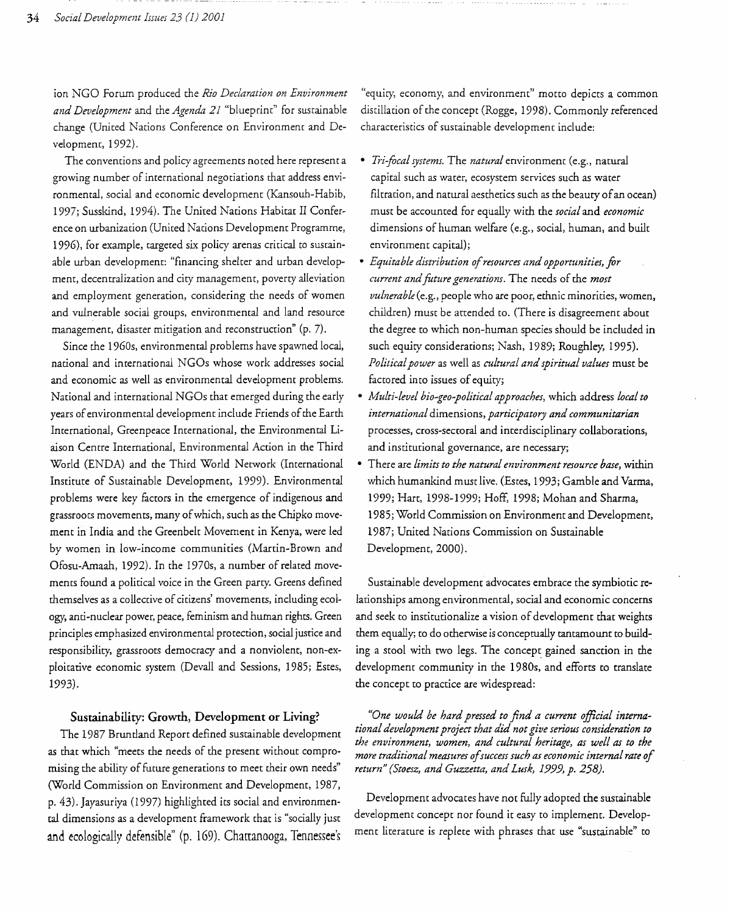ion NGO Forum produced the *Rio Declaration on Environment and Development* and the *Agenda 21* "blueprint" for sustainable change (United Nations Conference on Environment and Development, 1992).

The conventions and policy agreements noted here represent a growing number of international negotiations that address environmental, social and economic development (Kansouh-Habib, 1997; Susskind, 1994). The United Nations Habitat II Conference on urbanization (United Nations Development Programme, 1996), for example, targeted six policy arenas critical to sustainable urban development: "financing shelter and urban development, decentralization and city management, poverty alleviation and employment generation, considering the needs of women and vulnerable social groups, environmental and land resource management, disaster mitigation and reconstruction" (p. 7).

Since the 1960s, environmental problems have spawned local, national and international NGOs whose work addresses social and economic as well as environmental development problems. National and international NGOs that emerged during the early years of environmental development include Friends of the Earth International, Greenpeace International, the Environmental Liaison Centre International, Environmental Action in the Third World (ENDA) and the Third World Network (International Institute of Sustainable Development, 1999). Environmental problems were key factors in the emergence of indigenous and grassroots movements, many of which, such as the Chipko movement in India and the Greenbelt Movement in Kenya, were led by women in low-income communities (Martin-Brown and Ofosu-Amaah, 1992). In the 1970s, a number of related movements found a political voice in the Green party. Greens defined themselves as a collective of citizens' movements, including ecology, anti-nuclear power, peace, feminism and human rights. Green principles emphasized environmental protection, social justice and responsibility, grassroots democracy and a nonviolent, non-exploitative economic system (Devall and Sessions, 1985; Estes, 1993).

## Sustainability: Growth, Development or Living?

The 1987 Brundtland Report defined sustainable development as that which "meets the needs of the present without compromising the ability of future generations to meet their own needs" (World Commission on Environment and Development, 1987, p. 43). Jayasuriya (1997) highlighted its social and environmental dimensions as a development framework that is "socially just and ecologically defensible" (p. 169). Chattanooga, Tennessee's "equity, economy, and environment" motto depicts a common distillation of the concept (Rogge, 1998). Commonly referenced characteristics of sustainable development include:

- *Tri-focal systems.* The *natural* environment (e.g., natural capital such as water, ecosystem services such as water filtration, and natural aesthetics such as the beauty of an ocean) must be accounted for equally with the *social* and *economic* dimensions of human welfare (e.g., social, human, and built environment capital);
- *Equitable distribution of resources and opportunities, for current and future generations.* The needs of the *most vulnerable* (e.g., people who are poor, ethnic minorities, women, children) must be attended to. (There is disagreement about the degree to which non-human species should be included in such equity considerations; Nash, 1989; Roughley, 1995). *Political power* as well as *cultural and spiritual values* must be factored into issues of equity;
- *Multi-level bio-geo-political approaches*, which address *local to international* dimensions, *participatory and communitarian* processes, cross-sectoral and interdisciplinary collaborations, and institutional governance, are necessary;
- There are *limits to the natural environment resource base*, within which humankind must live. (Estes, 1993; Gamble and Varma, 1999; Hart, 1998-1999; Hoff, 1998; Mohan and Sharma, 1985; World Commission on Environment and Development, 1987; United Nations Commission on Sustainable Development, 2000).

Sustainable development advocates embrace the symbiotic relationships among environmental, social and economic concerns and seek to institutionalize a vision of development that weights them equally; to do otherwise is conceptually tantamount to building a stool with two legs. The concept gained sanction in the development community in the 1980s, and efforts to translate the concept to practice are widespread:

> *"One would be hard pressed to find a current official international development project that did not give serious consideration to the environment, women, and cultural heritage, as well as to the more traditional measures of success such as economic internal rate of return" (Stoesz, and Guzzetta, and Lusk, 1999, p. 258).*

Development advocates have not fully adopted the sustainable development concept nor found it easy to implement. Development literature is replete with phrases that use "sustainable" to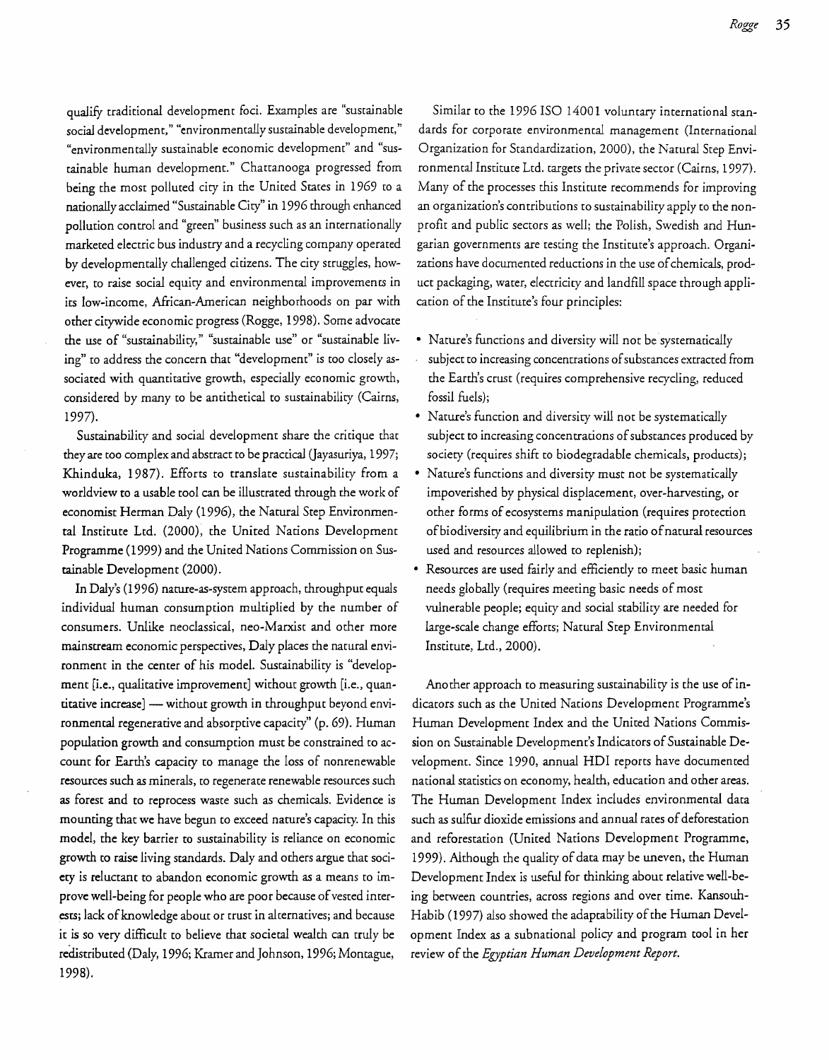qualify traditional development foci. Examples are "sustainable social development," "environmentally sustainable development," "environmentally sustainable economic development" and "sustainable human development." Chattanooga progressed from being the most polluted city in the United States in 1969 to a nationally acclaimed "Sustainable City" in 1996 through enhanced pollution control and "green" business such as an internationally marketed electric bus industry and a recycling company operated by developmentally challenged citizens. The city struggles, however, to raise social equity and environmental improvements in its low-income, African-American neighborhoods on par with other citywide economic progress (Rogge, 1998). Some advocate the use of "sustainability," "sustainable use" or "sustainable living" to address the concern that "development" is too closely associated with quantitative growth, especially economic growth, considered by many to be antithetical to sustainability (Cairns, 1997).

Sustainability and social development share the critique that they are too complex and abstract to be practical (Jayasuriya, 1997; Khinduka, 1987). Efforts to translate sustainability from a worldview to a usable tool can be illustrated through the work of economist Herman Daly (1996), the Natural Step Environmental Institute Ltd. (2000), the United Nations Development Programme (1999) and the United Nations Commission on Sustainable Development (2000).

In Daly's (1996) nature-as-system approach, throughput equals individual human consumption multiplied by the number of consumers. Unlike neoclassical, neo-Marxist and other more mainstream economic perspectives, Daly places the natural environment in the center of his model. Sustainability is "development [i.e., qualitative improvement] without growth [i.e., quantitative increase] — without growth in throughput beyond environmental regenerative and absorptive capacity" (p. 69). Human population growth and consumption must be constrained to account for Earth's capacity to manage the loss of nonrenewable resources such as minerals, to regenerate renewable resources such as forest and to reprocess waste such as chemicals. Evidence is mounting that we have begun to exceed nature's capacity. In this model, the key barrier to sustainability is reliance on economic growth to raise living standards. Daly and others argue that society is reluctant to abandon economic growth as a means to improve well-being for people who are poor because of vested interests; lack of knowledge about or trust in alternatives; and because it is so very difficult to believe that societal wealth can truly be redistributed (Daly, 1996; Kramer and Johnson, 1996; Montague, 1998).

Similar to the 1996 ISO 14001 voluntary international standards for corporate environmental management (International Organization for Standardization, 2000), the Natural Step Environmental Institute Ltd. targets the private sector (Cairns, 1997). Many of the processes this Institute recommends for improving an organization's contributions to sustainability apply to the nonprofit and public sectors as well; the Polish, Swedish and Hungarian governments are testing the Institute's approach. Organizations have documented reductions in the use of chemicals, product packaging, water, electricity and landfill space through application of the Institute's four principles:

- Nature's functions and diversity will not be systematically subject to increasing concentrations of substances extracted from the Earth's crust (requires comprehensive recycling, reduced fossil fuels);
- Nature's function and diversity will not be systematically subject to increasing concentrations of substances produced by society (requires shift to biodegradable chemicals, products);
- Nature's functions and diversity must not be systematically impoverished by physical displacement, over-harvesting, or other forms of ecosystems manipulation (requires protection of biodiversity and equilibrium in the ratio of natural resources used and resources allowed to replenish);
- Resources are used fairly and efficiently to meet basic human needs globally (requires meeting basic needs of most vulnerable people; equity and social stability are needed for large-scale change efforts; Natural Step Environmental Institute, Ltd., 2000).

Another approach to measuring sustainability is the use of indicators such as the United Nations Development Programme's Human Development Index and the United Nations Commission on Sustainable Development's Indicators of Sustainable Development. Since 1990, annual HDI reports have documented national statistics on economy, health, education and other areas. The Human Development Index includes environmental data such as sulfur dioxide emissions and annual rates of deforestation and reforestation (United Nations Development Programme, 1999). Although the quality of data may be uneven, the Human Development Index is useful for thinking about relative well-being between countries, across regions and over time. Kansouh-Habib (1997) also showed the adaptability of the Human Development Index as a subnational policy and program tool in her review of the *Egyptian Human Development Report*.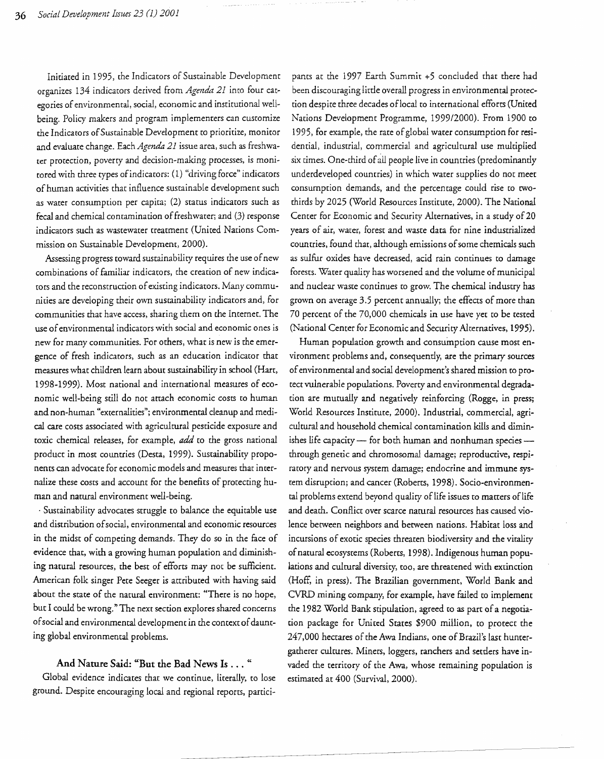Initiated in 1995, the Indicators of Sustainable Development organizes 134 indicators derived from *Agenda 21* into four categories of environmental, social, economic and institutional well-being. Policy makers and program implementers can customize the Indicators of Sustainable Development to prioritize, monitor and evaluate change. Each *Agenda 21* issue area, such as freshwater protection, poverty and decision-making processes, is monitored with three types of indicators: (1) "driving force" indicators of human activities that influence sustainable development such as water consumption per capita; (2) status indicators such as fecal and chemical contamination of freshwater; and (3) response indicators such as wastewater treatment (United Nations Commission on Sustainable Development, 2000).

Assessing progress toward sustainability requires the use of new combinations of familiar indicators, the creation of new indicators and the reconstruction of existing indicators. Many communities are developing their own sustainability indicators and, for communities that have access, sharing them on the Internet. The use of environmental indicators with social and economic ones is new for many communities. For others, what is new is the emergence of fresh indicators, such as an education indicator that measures what children learn about sustainability in school (Hart, 1998-1999). Most national and international measures of economic well-being still do not attach economic costs to human and non-human "externalities"; environmental cleanup and medical care costs associated with agricultural pesticide exposure and toxic chemical releases, for example, *add* to the gross national product in most countries (Desta, 1999). Sustainability proponents can advocate for economic models and measures that internalize these costs and account for the benefits of protecting human and natural environment well-being.

Sustainability advocates struggle to balance the equitable use and distribution of social, environmental and economic resources in the midst of competing demands. They do so in the face of evidence that, with a growing human population and diminishing natural resources, the best of efforts may not be sufficient. American folk singer Pete Seeger is attributed with having said about the state of the natural environment: "There is no hope, but I could be wrong." The next section explores shared concerns of social and environmental development in the context of daunting global environmental problems.

## And Nature Said: "But the Bad News Is . . . "

Global evidence indicates that we continue, literally, to lose ground. Despite encouraging local and regional reports, participants at the 1997 Earth Summit +5 concluded that there had been discouraging little overall progress in environmental protection despite three decades of local to international efforts (United Nations Development Programme, 1999/2000). From 1900 to 1995, for example, the rate of global water consumption for residential, industrial, commercial and agricultural use multiplied six times. One-third of all people live in countries (predominantly underdeveloped countries) in which water supplies do not meet consumption demands, and the percentage could rise to two-thirds by 2025 (World Resources Institute, 2000). The National Center for Economic and Security Alternatives, in a study of 20 years of air, water, forest and waste data for nine industrialized countries, found that, although emissions of some chemicals such as sulfur oxides have decreased, acid rain continues to damage forests. Water quality has worsened and the volume of municipal and nuclear waste continues to grow. The chemical industry has grown on average 3.5 percent annually; the effects of more than 70 percent of the 70,000 chemicals in use have yet to be tested (National Center for Economic and Security Alternatives, 1995).

Human population growth and consumption cause most environment problems and, consequently, are the primary sources of environmental and social development's shared mission to protect vulnerable populations. Poverty and environmental degradation are mutually and negatively reinforcing (Rogge, in press; World Resources Institute, 2000). Industrial, commercial, agricultural and household chemical contamination kills and diminishes life capacity — for both human and nonhuman species — through genetic and chromosomal damage; reproductive, respiratory and nervous system damage; endocrine and immune system disruption; and cancer (Roberts, 1998). Socio-environmental problems extend beyond quality of life issues to matters of life and death. Conflict over scarce natural resources has caused violence between neighbors and between nations. Habitat loss and incursions of exotic species threaten biodiversity and the vitality of natural ecosystems (Roberts, 1998). Indigenous human populations and cultural diversity, too, are threatened with extinction (Hoff, in press). The Brazilian government, World Bank and CVRD mining company, for example, have failed to implement the 1982 World Bank stipulation, agreed to as part of a negotiation package for United States $900 million, to protect the 247,000 hectares of the Awa Indians, one of Brazil's last hunter-gatherer cultures. Miners, loggers, ranchers and settlers have invaded the territory of the Awa, whose remaining population is estimated at 400 (Survival, 2000).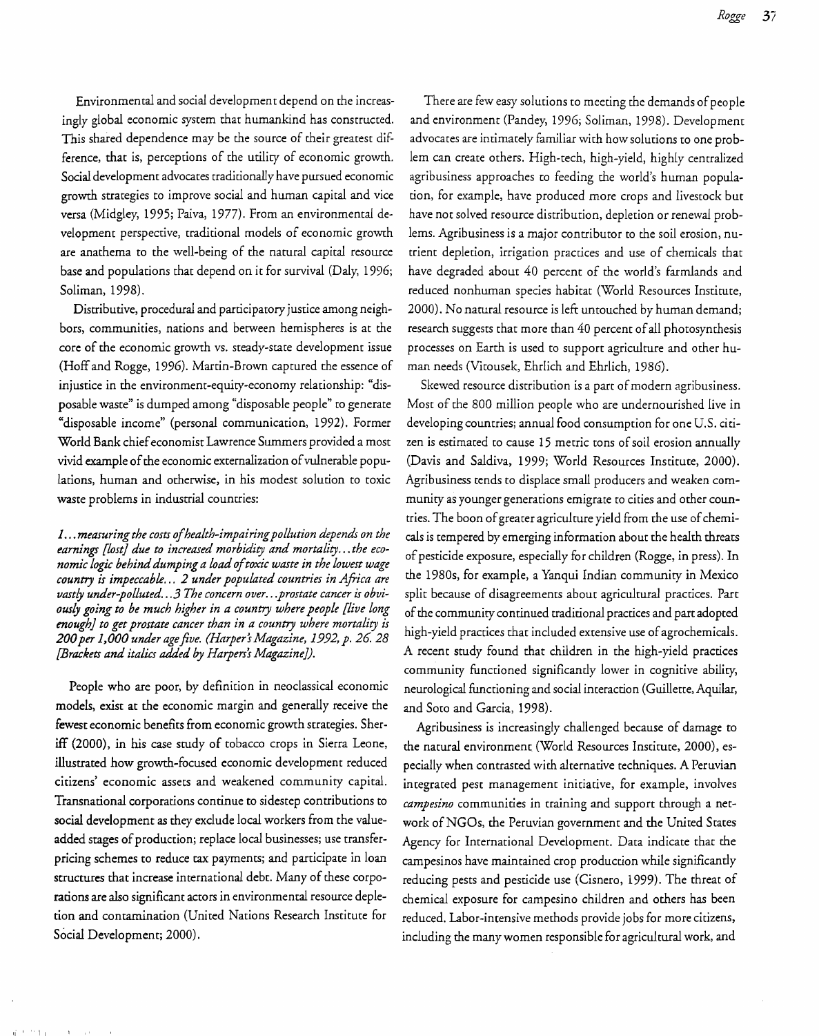Environmental and social development depend on the increasingly global economic system that humankind has constructed. This shared dependence may be the source of their greatest difference, that is, perceptions of the utility of economic growth. Social development advocates traditionally have pursued economic growth strategies to improve social and human capital and vice versa (Midgley, 1995; Paiva, 1977). From an environmental development perspective, traditional models of economic growth are anathema to the well-being of the natural capital resource base and populations that depend on it for survival (Daly, 1996; Soliman, 1998).

Distributive, procedural and participatory justice among neighbors, communities, nations and between hemispheres is at the core of the economic growth vs. steady-state development issue (Hoff and Rogge, 1996). Martin-Brown captured the essence of injustice in the environment-equity-economy relationship: "disposable waste" is dumped among "disposable people" to generate "disposable income" (personal communication, 1992). Former World Bank chief economist Lawrence Summers provided a most vivid example of the economic externalization of vulnerable populations, human and otherwise, in his modest solution to toxic waste problems in industrial countries:

> *1... measuring the costs of health-impairing pollution depends on the earnings [lost] due to increased morbidity and mortality... the economic logic behind dumping a load of toxic waste in the lowest wage country is impeccable... 2 under populated countries in Africa are vastly under-polluted... 3 The concern over... prostate cancer is obviously going to be much higher in a country where people [live long enough] to get prostate cancer than in a country where mortality is 200 per 1,000 under age five. (Harper's Magazine, 1992, p. 26. 28 [Brackets and italics added by Harpers's Magazine]).*

People who are poor, by definition in neoclassical economic models, exist at the economic margin and generally receive the fewest economic benefits from economic growth strategies. Sheriff (2000), in his case study of tobacco crops in Sierra Leone, illustrated how growth-focused economic development reduced citizens' economic assets and weakened community capital. Transnational corporations continue to sidestep contributions to social development as they exclude local workers from the value-added stages of production; replace local businesses; use transfer-pricing schemes to reduce tax payments; and participate in loan structures that increase international debt. Many of these corporations are also significant actors in environmental resource depletion and contamination (United Nations Research Institute for Social Development; 2000).

There are few easy solutions to meeting the demands of people and environment (Pandey, 1996; Soliman, 1998). Development advocates are intimately familiar with how solutions to one problem can create others. High-tech, high-yield, highly centralized agribusiness approaches to feeding the world's human population, for example, have produced more crops and livestock but have not solved resource distribution, depletion or renewal problems. Agribusiness is a major contributor to the soil erosion, nutrient depletion, irrigation practices and use of chemicals that have degraded about 40 percent of the world's farmlands and reduced nonhuman species habitat (World Resources Institute, 2000). No natural resource is left untouched by human demand; research suggests that more than 40 percent of all photosynthesis processes on Earth is used to support agriculture and other human needs (Vitousek, Ehrlich and Ehrlich, 1986).

Skewed resource distribution is a part of modern agribusiness. Most of the 800 million people who are undernourished live in developing countries; annual food consumption for one U.S. citizen is estimated to cause 15 metric tons of soil erosion annually (Davis and Saldiva, 1999; World Resources Institute, 2000). Agribusiness tends to displace small producers and weaken community as younger generations emigrate to cities and other countries. The boon of greater agriculture yield from the use of chemicals is tempered by emerging information about the health threats of pesticide exposure, especially for children (Rogge, in press). In the 1980s, for example, a Yanqui Indian community in Mexico split because of disagreements about agricultural practices. Part of the community continued traditional practices and part adopted high-yield practices that included extensive use of agrochemicals. A recent study found that children in the high-yield practices community functioned significantly lower in cognitive ability, neurological functioning and social interaction (Guillette, Aquilar, and Soto and Garcia, 1998).

Agribusiness is increasingly challenged because of damage to the natural environment (World Resources Institute, 2000), especially when contrasted with alternative techniques. A Peruvian integrated pest management initiative, for example, involves *campesino* communities in training and support through a network of NGOs, the Peruvian government and the United States Agency for International Development. Data indicate that the campesinos have maintained crop production while significantly reducing pests and pesticide use (Cisnero, 1999). The threat of chemical exposure for campesino children and others has been reduced. Labor-intensive methods provide jobs for more citizens, including the many women responsible for agricultural work, and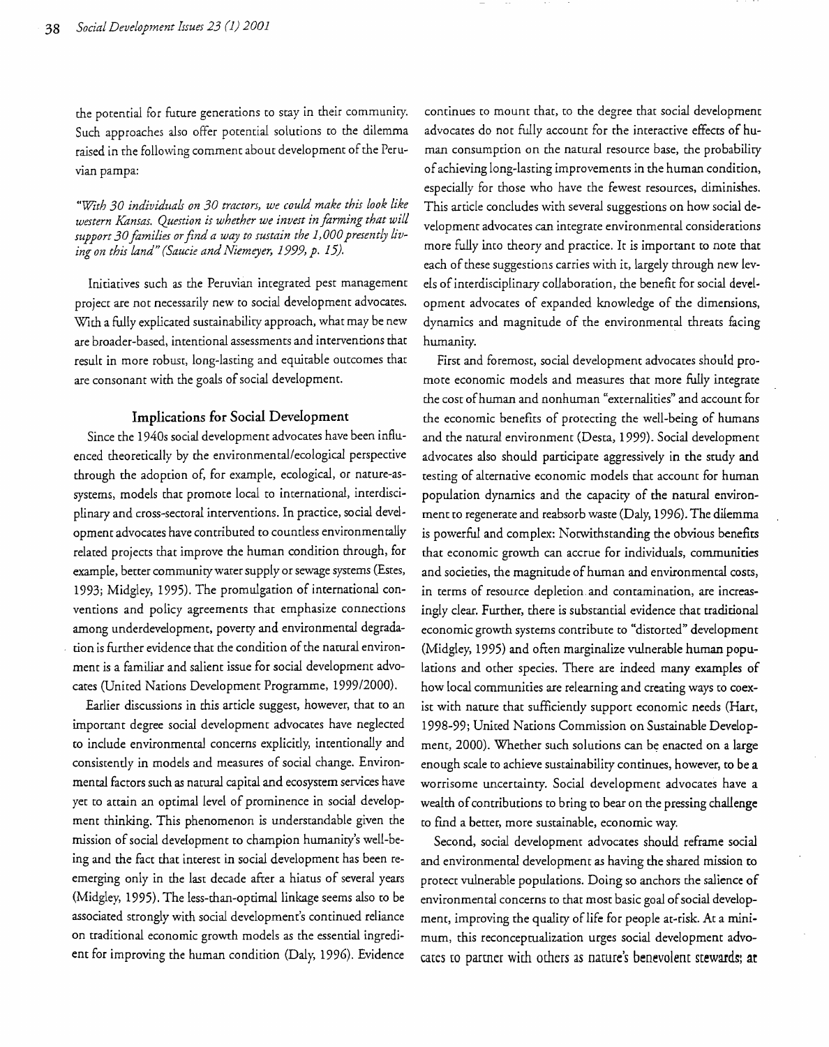the potential for future generations to stay in their community. Such approaches also offer potential solutions to the dilemma raised in the following comment about development of the Peruvian pampa:

*"With 30 individuals on 30 tractors, we could make this look like western Kansas. Question is whether we invest in farming that will support 30 families or find a way to sustain the 1,000 presently living on this land" (Saucie and Niemeyer, 1999, p. 15).*

Initiatives such as the Peruvian integrated pest management project are not necessarily new to social development advocates. With a fully explicated sustainability approach, what may be new are broader-based, intentional assessments and interventions that result in more robust, long-lasting and equitable outcomes that are consonant with the goals of social development.

## Implications for Social Development

Since the 1940s social development advocates have been influenced theoretically by the environmental/ecological perspective through the adoption of, for example, ecological, or nature-as-systems, models that promote local to international, interdisciplinary and cross-sectoral interventions. In practice, social development advocates have contributed to countless environmentally related projects that improve the human condition through, for example, better community water supply or sewage systems (Estes, 1993; Midgley, 1995). The promulgation of international conventions and policy agreements that emphasize connections among underdevelopment, poverty and environmental degradation is further evidence that the condition of the natural environment is a familiar and salient issue for social development advocates (United Nations Development Programme, 1999/2000).

Earlier discussions in this article suggest, however, that to an important degree social development advocates have neglected to include environmental concerns explicitly, intentionally and consistently in models and measures of social change. Environmental factors such as natural capital and ecosystem services have yet to attain an optimal level of prominence in social development thinking. This phenomenon is understandable given the mission of social development to champion humanity's well-being and the fact that interest in social development has been re-emerging only in the last decade after a hiatus of several years (Midgley, 1995). The less-than-optimal linkage seems also to be associated strongly with social development's continued reliance on traditional economic growth models as the essential ingredient for improving the human condition (Daly, 1996). Evidence continues to mount that, to the degree that social development advocates do not fully account for the interactive effects of human consumption on the natural resource base, the probability of achieving long-lasting improvements in the human condition, especially for those who have the fewest resources, diminishes. This article concludes with several suggestions on how social development advocates can integrate environmental considerations more fully into theory and practice. It is important to note that each of these suggestions carries with it, largely through new levels of interdisciplinary collaboration, the benefit for social development advocates of expanded knowledge of the dimensions, dynamics and magnitude of the environmental threats facing humanity.

First and foremost, social development advocates should promote economic models and measures that more fully integrate the cost of human and nonhuman "externalities" and account for the economic benefits of protecting the well-being of humans and the natural environment (Desta, 1999). Social development advocates also should participate aggressively in the study and testing of alternative economic models that account for human population dynamics and the capacity of the natural environment to regenerate and reabsorb waste (Daly, 1996). The dilemma is powerful and complex: Notwithstanding the obvious benefits that economic growth can accrue for individuals, communities and societies, the magnitude of human and environmental costs, in terms of resource depletion and contamination, are increasingly clear. Further, there is substantial evidence that traditional economic growth systems contribute to "distorted" development (Midgley, 1995) and often marginalize vulnerable human populations and other species. There are indeed many examples of how local communities are relearning and creating ways to coexist with nature that sufficiently support economic needs (Hart, 1998-99; United Nations Commission on Sustainable Development, 2000). Whether such solutions can be enacted on a large enough scale to achieve sustainability continues, however, to be a worrisome uncertainty. Social development advocates have a wealth of contributions to bring to bear on the pressing challenge to find a better, more sustainable, economic way.

Second, social development advocates should reframe social and environmental development as having the shared mission to protect vulnerable populations. Doing so anchors the salience of environmental concerns to that most basic goal of social development, improving the quality of life for people at-risk. At a minimum, this reconceptualization urges social development advocates to partner with others as nature's benevolent stewards; at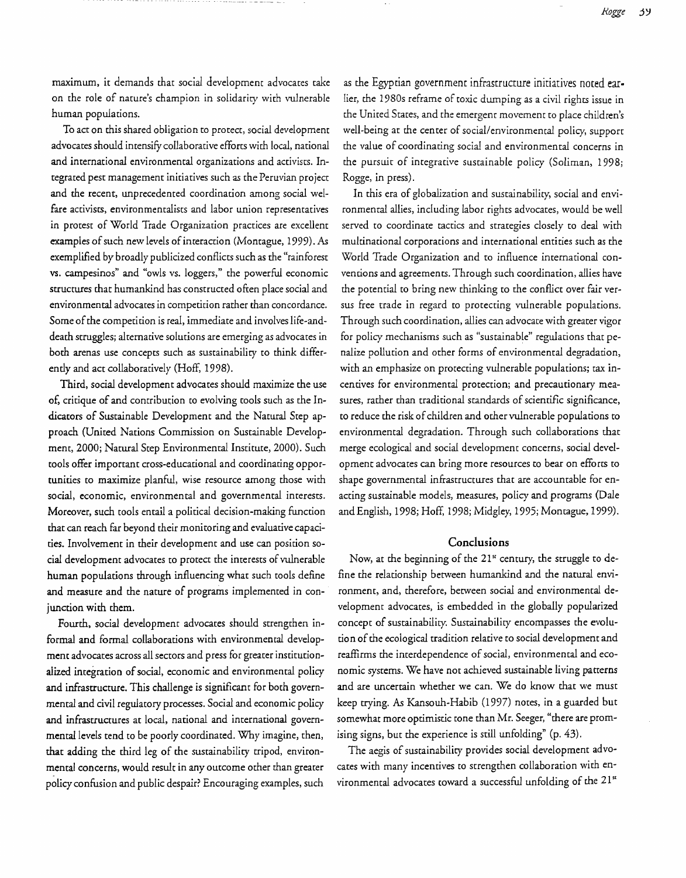maximum, it demands that social development advocates take on the role of nature's champion in solidarity with vulnerable human populations.

To act on this shared obligation to protect, social development advocates should intensify collaborative efforts with local, national and international environmental organizations and activists. Integrated pest management initiatives such as the Peruvian project and the recent, unprecedented coordination among social welfare activists, environmentalists and labor union representatives in protest of World Trade Organization practices are excellent examples of such new levels of interaction (Montague, 1999). As exemplified by broadly publicized conflicts such as the "rainforest vs. campesinos" and "owls vs. loggers," the powerful economic structures that humankind has constructed often place social and environmental advocates in competition rather than concordance. Some of the competition is real, immediate and involves life-and-death struggles; alternative solutions are emerging as advocates in both arenas use concepts such as sustainability to think differently and act collaboratively (Hoff, 1998).

Third, social development advocates should maximize the use of, critique of and contribution to evolving tools such as the Indicators of Sustainable Development and the Natural Step approach (United Nations Commission on Sustainable Development, 2000; Natural Step Environmental Institute, 2000). Such tools offer important cross-educational and coordinating opportunities to maximize planful, wise resource among those with social, economic, environmental and governmental interests. Moreover, such tools entail a political decision-making function that can reach far beyond their monitoring and evaluative capacities. Involvement in their development and use can position social development advocates to protect the interests of vulnerable human populations through influencing what such tools define and measure and the nature of programs implemented in conjunction with them.

Fourth, social development advocates should strengthen informal and formal collaborations with environmental development advocates across all sectors and press for greater institutionalized integration of social, economic and environmental policy and infrastructure. This challenge is significant for both governmental and civil regulatory processes. Social and economic policy and infrastructures at local, national and international governmental levels tend to be poorly coordinated. Why imagine, then, that adding the third leg of the sustainability tripod, environmental concerns, would result in any outcome other than greater policy confusion and public despair? Encouraging examples, such as the Egyptian government infrastructure initiatives noted earlier, the 1980s reframe of toxic dumping as a civil rights issue in the United States, and the emergent movement to place children's well-being at the center of social/environmental policy, support the value of coordinating social and environmental concerns in the pursuit of integrative sustainable policy (Soliman, 1998; Rogge, in press).

In this era of globalization and sustainability, social and environmental allies, including labor rights advocates, would be well served to coordinate tactics and strategies closely to deal with multinational corporations and international entities such as the World Trade Organization and to influence international conventions and agreements. Through such coordination, allies have the potential to bring new thinking to the conflict over fair versus free trade in regard to protecting vulnerable populations. Through such coordination, allies can advocate with greater vigor for policy mechanisms such as "sustainable" regulations that penalize pollution and other forms of environmental degradation, with an emphasize on protecting vulnerable populations; tax incentives for environmental protection; and precautionary measures, rather than traditional standards of scientific significance, to reduce the risk of children and other vulnerable populations to environmental degradation. Through such collaborations that merge ecological and social development concerns, social development advocates can bring more resources to bear on efforts to shape governmental infrastructures that are accountable for enacting sustainable models, measures, policy and programs (Dale and English, 1998; Hoff, 1998; Midgley, 1995; Montague, 1999).

## Conclusions

Now, at the beginning of the 21st century, the struggle to define the relationship between humankind and the natural environment, and, therefore, between social and environmental development advocates, is embedded in the globally popularized concept of sustainability. Sustainability encompasses the evolution of the ecological tradition relative to social development and reaffirms the interdependence of social, environmental and economic systems. We have not achieved sustainable living patterns and are uncertain whether we can. We do know that we must keep trying. As Kansouh-Habib (1997) notes, in a guarded but somewhat more optimistic tone than Mr. Seeger, "there are promising signs, but the experience is still unfolding" (p. 43).

The aegis of sustainability provides social development advocates with many incentives to strengthen collaboration with environmental advocates toward a successful unfolding of the 21st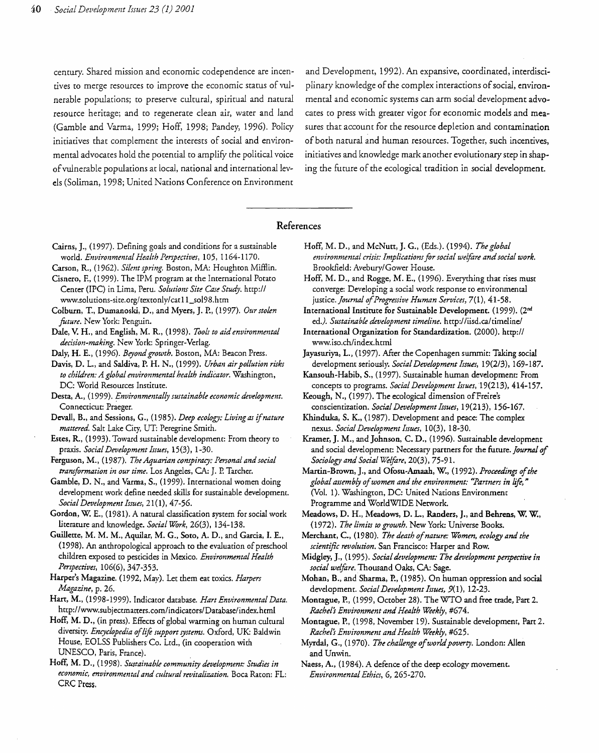century. Shared mission and economic codependence are incentives to merge resources to improve the economic status of vulnerable populations; to preserve cultural, spiritual and natural resource heritage; and to regenerate clean air, water and land (Gamble and Varma, 1999; Hoff, 1998; Pandey, 1996). Policy initiatives that complement the interests of social and environmental advocates hold the potential to amplify the political voice of vulnerable populations at local, national and international levels (Soliman, 1998; United Nations Conference on Environment and Development, 1992). An expansive, coordinated, interdisciplinary knowledge of the complex interactions of social, environmental and economic systems can arm social development advocates to press with greater vigor for economic models and measures that account for the resource depletion and contamination of both natural and human resources. Together, such incentives, initiatives and knowledge mark another evolutionary step in shaping the future of the ecological tradition in social development.

---

## References

Cairns, J., (1997). Defining goals and conditions for a sustainable world. *Environmental Health Perspectives*, 105, 1164-1170.

Carson, R., (1962). *Silent spring*. Boston, MA: Houghton Mifflin.

Cisnero, F., (1999). The IPM program at the International Potato Center (IPC) in Lima, Peru. *Solutions Site Case Study*. http://www.solutions-site.org/textonly/cat11_sol98.htm

Colburn, T., Dumanoski, D., and Myers, J. P., (1997). *Our stolen future*. New York: Penguin.

Dale, V. H., and English, M. R., (1998). *Tools to aid environmental decision-making*. New York: Springer-Verlag.

Daly, H. E., (1996). *Beyond growth*. Boston, MA: Beacon Press.

Davis, D. L., and Saldiva, P. H. N., (1999). *Urban air pollution risks to children: A global environmental health indicator*. Washington, DC: World Resources Institute.

Desta, A., (1999). *Environmentally sustainable economic development*. Connecticut: Praeger.

Devall, B., and Sessions, G., (1985). *Deep ecology: Living as if nature mattered*. Salt Lake City, UT: Peregrine Smith.

Estes, R., (1993). Toward sustainable development: From theory to praxis. *Social Development Issues*, 15(3), 1-30.

Ferguson, M., (1987). *The Aquarian conspiracy: Personal and social transformation in our time*. Los Angeles, CA: J. P. Tarcher.

Gamble, D. N., and Varma, S., (1999). International women doing development work define needed skills for sustainable development. *Social Development Issues*, 21(1), 47-56.

Gordon, W. E., (1981). A natural classification system for social work literature and knowledge. *Social Work*, 26(3), 134-138.

Guillette, M. M. M., Aquilar, M. G., Soto, A. D., and Garcia, I. E., (1998). An anthropological approach to the evaluation of preschool children exposed to pesticides in Mexico. *Environmental Health Perspectives*, 106(6), 347-353.

Harper's Magazine. (1992, May). Let them eat toxics. *Harpers Magazine*, p. 26.

Hart, M., (1998-1999). Indicator database. *Hart Environmental Data*. http://www.subjectmatters.com/indicators/Database/index.html

Hoff, M. D., (in press). Effects of global warming on human cultural diversity. *Encyclopedia of life support systems*. Oxford, UK: Baldwin House, EOLSS Publishers Co. Ltd., (in cooperation with UNESCO, Paris, France).

Hoff, M. D., (1998). *Sustainable community development: Studies in economic, environmental and cultural revitalization*. Boca Raton: FL: CRC Press.

Hoff, M. D., and McNutt, J. G., (Eds.). (1994). *The global environmental crisis: Implications for social welfare and social work*. Brookfield: Avebury/Gower House.

Hoff, M. D., and Rogge, M. E., (1996). Everything that rises must converge: Developing a social work response to environmental justice. *Journal of Progressive Human Services*, 7(1), 41-58.

International Institute for Sustainable Development. (1999). (2nd ed.). *Sustainable development timeline*. http://iisd.ca/timeline/

International Organization for Standardization. (2000). http://www.iso.ch/index.html

Jayasuriya, L., (1997). After the Copenhagen summit: Taking social development seriously. *Social Development Issues*, 19(2/3), 169-187.

Kansouh-Habib, S., (1997). Sustainable human development: From concepts to programs. *Social Development Issues*, 19(213), 414-157.

Keough, N., (1997). The ecological dimension of Freire's conscientization. *Social Development Issues*, 19(213), 156-167.

Khinduka, S. K., (1987). Development and peace: The complex nexus. *Social Development Issues*, 10(3), 18-30.

Kramer, J. M., and Johnson, C. D., (1996). Sustainable development and social development: Necessary partners for the future. *Journal of Sociology and Social Welfare*, 20(3), 75-91.

Martin-Brown, J., and Ofosu-Amaah, W., (1992). *Proceedings of the global assembly of women and the environment: "Partners in life,"* (Vol. 1). Washington, DC: United Nations Environment Programme and WorldWIDE Network.

Meadows, D. H., Meadows, D. L., Randers, J., and Behrens, W. W., (1972). *The limits to growth*. New York: Universe Books.

Merchant, C., (1980). *The death of nature: Women, ecology and the scientific revolution*. San Francisco: Harper and Row.

Midgley, J., (1995). *Social development: The development perspective in social welfare*. Thousand Oaks, CA: Sage.

Mohan, B., and Sharma, P., (1985). On human oppression and social development. *Social Development Issues*, 9(1), 12-23.

Montague, P., (1999, October 28). The WTO and free trade, Part 2. *Rachel's Environment and Health Weekly*, #674.

Montague, P., (1998, November 19). Sustainable development, Part 2. *Rachel's Environment and Health Weekly*, #625.

Myrdal, G., (1970). *The challenge of world poverty*. London: Allen and Unwin.

Naess, A., (1984). A defence of the deep ecology movement. *Environmental Ethics*, 6, 265-270.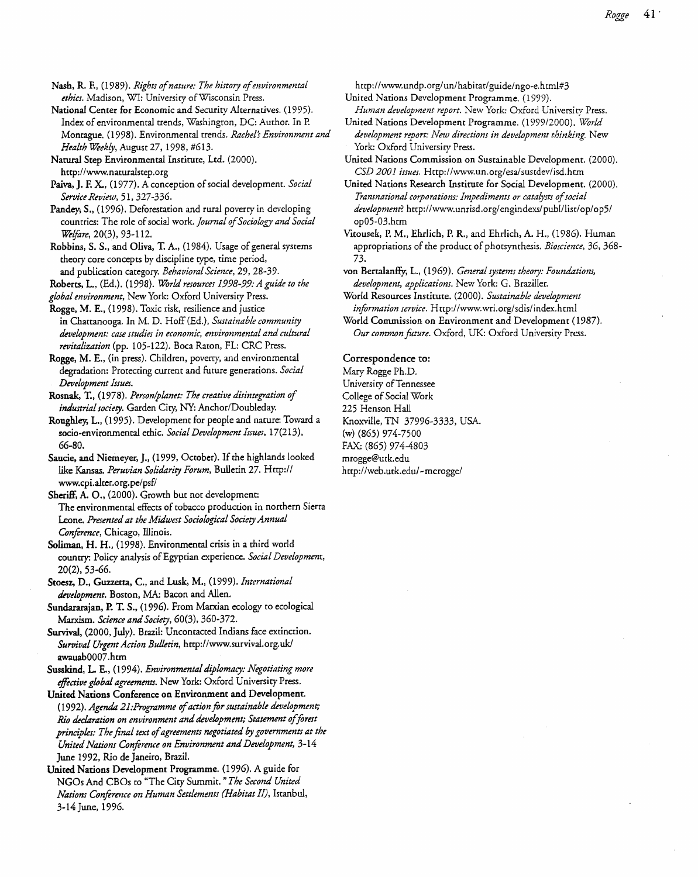**Nash, R. F.**, (1989). *Rights of nature: The history of environmental ethics.* Madison, WI: University of Wisconsin Press.

**National Center for Economic and Security Alternatives.** (1995). Index of environmental trends, Washington, DC: Author. In P. Montague. (1998). Environmental trends. *Rachel's Environment and Health Weekly*, August 27, 1998, #613.

**Natural Step Environmental Institute, Ltd.** (2000). http://www.naturalstep.org

**Paiva, J. F. X.**, (1977). A conception of social development. *Social Service Review*, 51, 327-336.

**Pandey, S.**, (1996). Deforestation and rural poverty in developing countries: The role of social work. *Journal of Sociology and Social Welfare*, 20(3), 93-112.

**Robbins, S. S., and Oliva, T. A.**, (1984). Usage of general systems theory core concepts by discipline type, time period, and publication category. *Behavioral Science*, 29, 28-39.

**Roberts, L.**, (Ed.). (1998). *World resources 1998-99: A guide to the global environment*, New York: Oxford University Press.

**Rogge, M. E.**, (1998). Toxic risk, resilience and justice in Chattanooga. In M. D. Hoff (Ed.), *Sustainable community development: case studies in economic, environmental and cultural revitalization* (pp. 105-122). Boca Raton, FL: CRC Press.

**Rogge, M. E.**, (in press). Children, poverty, and environmental degradation: Protecting current and future generations. *Social Development Issues.*

**Rosnak, T.**, (1978). *Person/planet: The creative disintegration of industrial society.* Garden City, NY: Anchor/Doubleday.

**Roughley, L.**, (1995). Development for people and nature: Toward a socio-environmental ethic. *Social Development Issues*, 17(213), 66-80.

**Saucie, and Niemeyer, J.**, (1999, October). If the highlands looked like Kansas. *Peruvian Solidarity Forum*, Bulletin 27. Http://www.cpi.alter.org.pe/psf/

**Sheriff, A. O.**, (2000). Growth but not development: The environmental effects of tobacco production in northern Sierra Leone. *Presented at the Midwest Sociological Society Annual Conference*, Chicago, Illinois.

**Soliman, H. H.**, (1998). Environmental crisis in a third world country: Policy analysis of Egyptian experience. *Social Development*, 20(2), 53-66.

**Stoesz, D., Guzzetta, C., and Lusk, M.**, (1999). *International development.* Boston, MA: Bacon and Allen.

**Sundararajan, P. T. S.**, (1996). From Marxian ecology to ecological Marxism. *Science and Society*, 60(3), 360-372.

**Survival**, (2000, July). Brazil: Uncontacted Indians face extinction. *Survival Urgent Action Bulletin*, http://www.survival.org.uk/awauab0007.htm

**Susskind, L. E.**, (1994). *Environmental diplomacy: Negotiating more effective global agreements.* New York: Oxford University Press.

**United Nations Conference on Environment and Development.** (1992). *Agenda 21:Programme of action for sustainable development; Rio declaration on environment and development; Statement of forest principles: The final text of agreements negotiated by governments at the United Nations Conference on Environment and Development*, 3-14 June 1992, Rio de Janeiro, Brazil.

**United Nations Development Programme.** (1996). A guide for NGOs And CBOs to "The City Summit." *The Second United Nations Conference on Human Settlements (Habitat II)*, Istanbul, 3-14 June, 1996. http://www.undp.org/un/habitat/guide/ngo-e.html#3

**United Nations Development Programme.** (1999). *Human development report.* New York: Oxford University Press.

**United Nations Development Programme.** (1999/2000). *World development report: New directions in development thinking.* New York: Oxford University Press.

**United Nations Commission on Sustainable Development.** (2000). *CSD 2001 issues.* Http://www.un.org/esa/sustdev/isd.htm

**United Nations Research Institute for Social Development.** (2000). *Transnational corporations: Impediments or catalysts of social development?* http://www.unrisd.org/engindexs/publ/list/op/op5/op05-03.htm

**Vitousek, P. M., Ehrlich, P. R., and Ehrlich, A. H.**, (1986). Human appropriations of the product of photsynthesis. *Bioscience*, 36, 368-73.

**von Bertalanffy, L.**, (1969). *General systems theory: Foundations, development, applications.* New York: G. Braziller.

**World Resources Institute.** (2000). *Sustainable development information service.* Http://www.wri.org/sdis/index.html

**World Commission on Environment and Development** (1987). *Our common future.* Oxford, UK: Oxford University Press.

**Correspondence to:**

Mary Rogge Ph.D.
University of Tennessee
College of Social Work
225 Henson Hall
Knoxville, TN 37996-3333, USA.
(w) (865) 974-7500
FAX: (865) 974-4803
mrogge@utk.edu
http://web.utk.edu/~merogge/